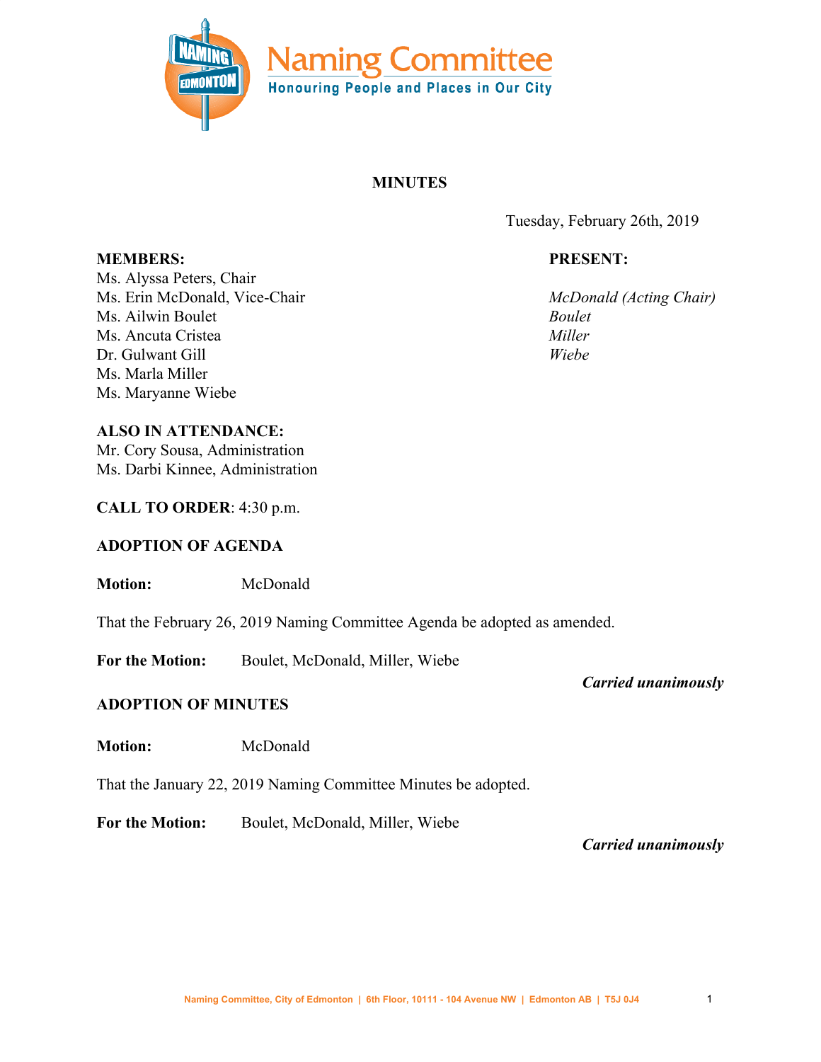# Naming Committee

**Honouring People and Places in Our City**

**MINUTES**

Tuesday, February 26th, 2019

| **MEMBERS:** | **PRESENT:** |
|---|---|
| Ms. Alyssa Peters, Chair | |
| Ms. Erin McDonald, Vice-Chair | *McDonald (Acting Chair)* |
| Ms. Ailwin Boulet | *Boulet* |
| Ms. Ancuta Cristea | *Miller* |
| Dr. Gulwant Gill | *Wiebe* |
| Ms. Marla Miller | |
| Ms. Maryanne Wiebe | |

**ALSO IN ATTENDANCE:**
Mr. Cory Sousa, Administration
Ms. Darbi Kinnee, Administration

**CALL TO ORDER**: 4:30 p.m.

**ADOPTION OF AGENDA**

**Motion:** McDonald

That the February 26, 2019 Naming Committee Agenda be adopted as amended.

**For the Motion:** Boulet, McDonald, Miller, Wiebe

***Carried unanimously***

**ADOPTION OF MINUTES**

**Motion:** McDonald

That the January 22, 2019 Naming Committee Minutes be adopted.

**For the Motion:** Boulet, McDonald, Miller, Wiebe

***Carried unanimously***

Naming Committee, City of Edmonton | 6th Floor, 10111 - 104 Avenue NW | Edmonton AB | T5J 0J4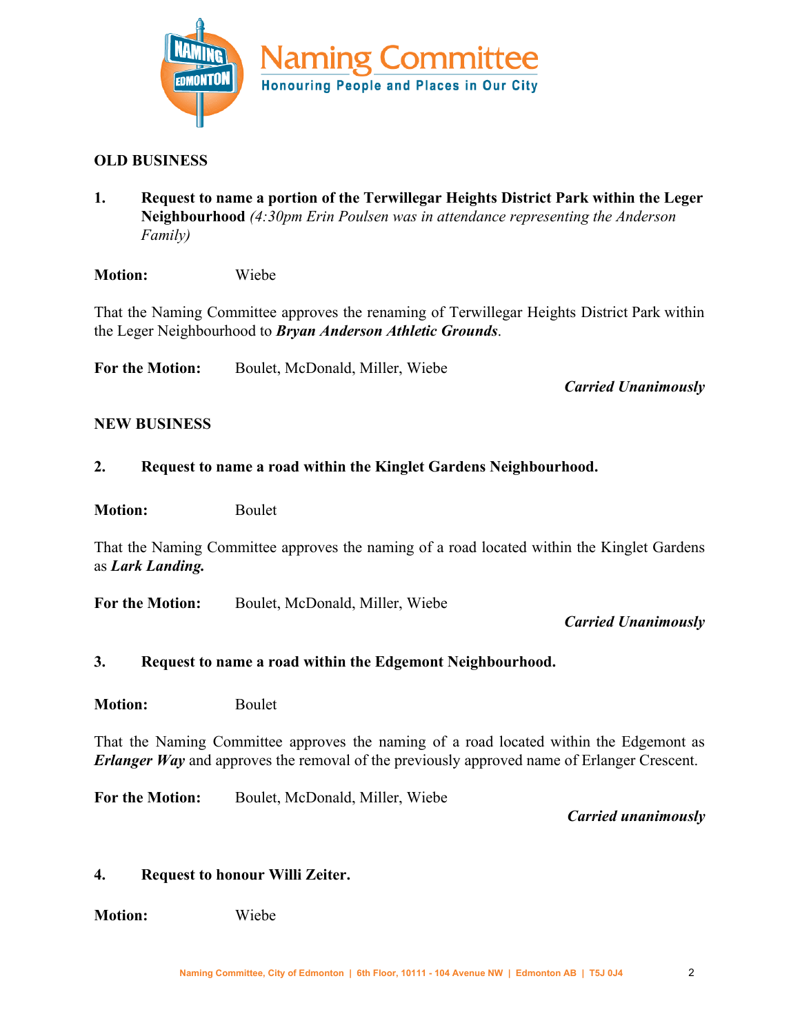**OLD BUSINESS**

**1. Request to name a portion of the Terwillegar Heights District Park within the Leger Neighbourhood** *(4:30pm Erin Poulsen was in attendance representing the Anderson Family)*

**Motion:** Wiebe

That the Naming Committee approves the renaming of Terwillegar Heights District Park within the Leger Neighbourhood to ***Bryan Anderson Athletic Grounds***.

**For the Motion:** Boulet, McDonald, Miller, Wiebe

***Carried Unanimously***

**NEW BUSINESS**

**2. Request to name a road within the Kinglet Gardens Neighbourhood.**

**Motion:** Boulet

That the Naming Committee approves the naming of a road located within the Kinglet Gardens as ***Lark Landing.***

**For the Motion:** Boulet, McDonald, Miller, Wiebe

***Carried Unanimously***

**3. Request to name a road within the Edgemont Neighbourhood.**

**Motion:** Boulet

That the Naming Committee approves the naming of a road located within the Edgemont as ***Erlanger Way*** and approves the removal of the previously approved name of Erlanger Crescent.

**For the Motion:** Boulet, McDonald, Miller, Wiebe

***Carried unanimously***

**4. Request to honour Willi Zeiter.**

**Motion:** Wiebe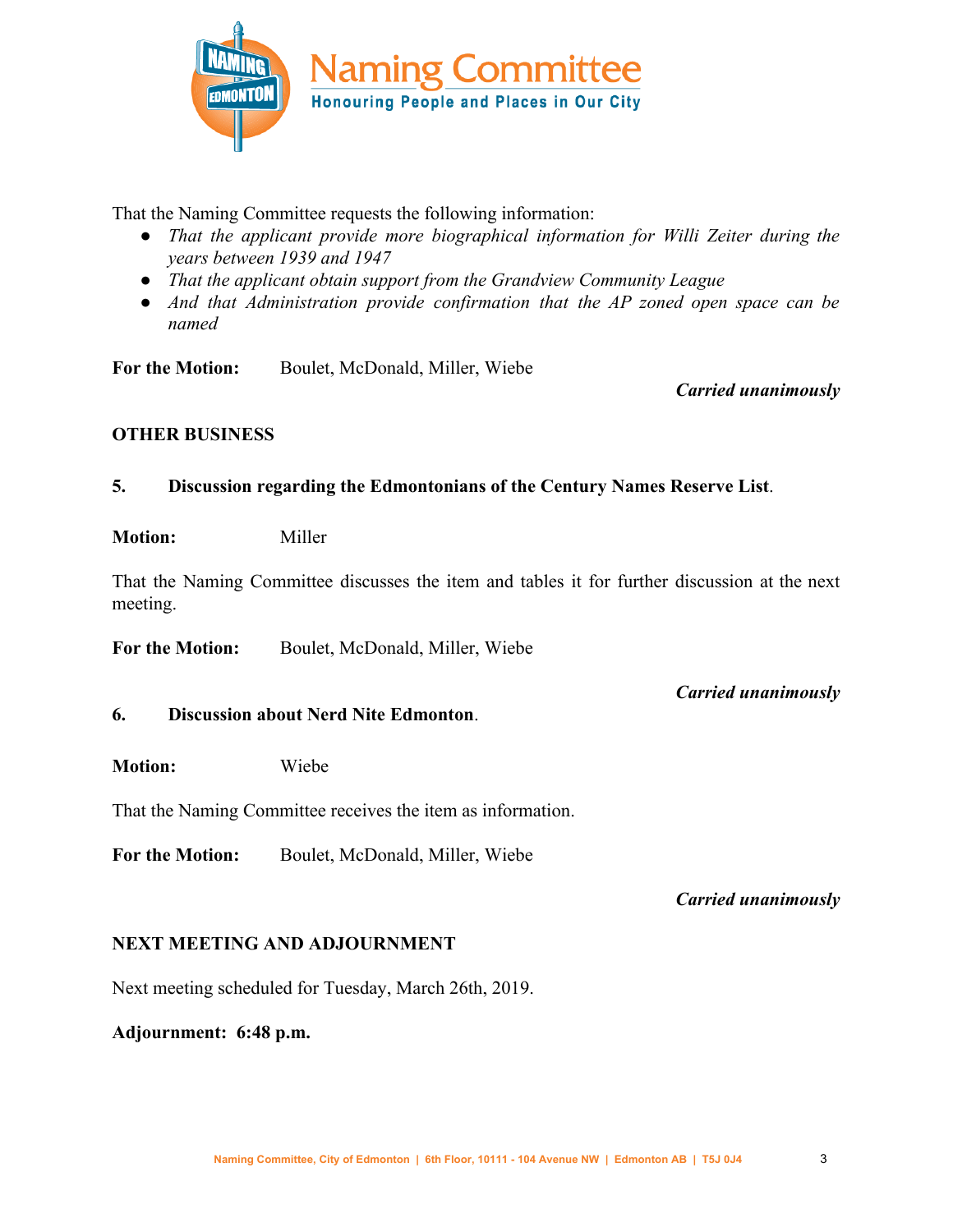That the Naming Committee requests the following information:

- *That the applicant provide more biographical information for Willi Zeiter during the years between 1939 and 1947*
- *That the applicant obtain support from the Grandview Community League*
- *And that Administration provide confirmation that the AP zoned open space can be named*

**For the Motion:** Boulet, McDonald, Miller, Wiebe

***Carried unanimously***

**OTHER BUSINESS**

**5. Discussion regarding the Edmontonians of the Century Names Reserve List**.

**Motion:** Miller

That the Naming Committee discusses the item and tables it for further discussion at the next meeting.

**For the Motion:** Boulet, McDonald, Miller, Wiebe

***Carried unanimously***

**6. Discussion about Nerd Nite Edmonton**.

**Motion:** Wiebe

That the Naming Committee receives the item as information.

**For the Motion:** Boulet, McDonald, Miller, Wiebe

***Carried unanimously***

**NEXT MEETING AND ADJOURNMENT**

Next meeting scheduled for Tuesday, March 26th, 2019.

**Adjournment: 6:48 p.m.**